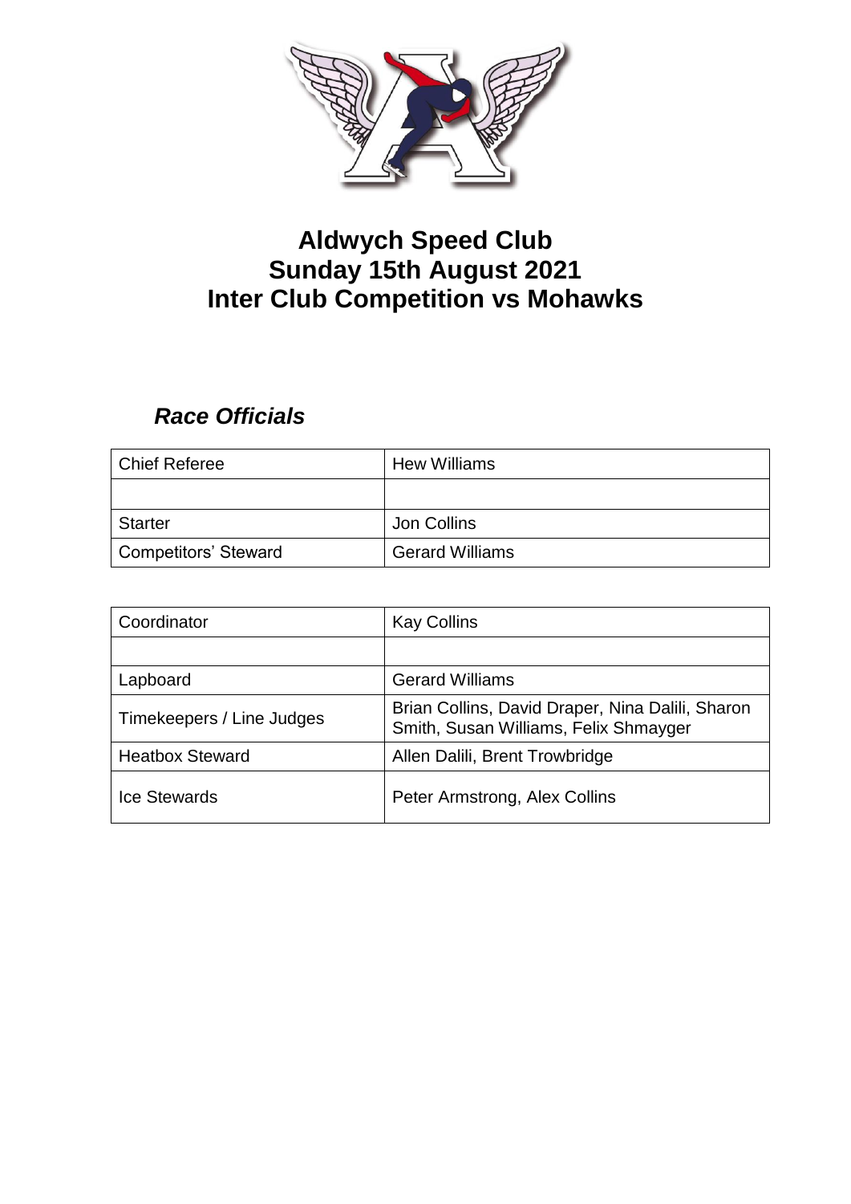# Aldwych Speed Club
# Sunday 15th August 2021
# Inter Club Competition vs Mohawks

## *Race Officials*

| Chief Referee | Hew Williams |
|---|---|
| | |
| Starter | Jon Collins |
| Competitors' Steward | Gerard Williams |

| Coordinator | Kay Collins |
|---|---|
| | |
| Lapboard | Gerard Williams |
| Timekeepers / Line Judges | Brian Collins, David Draper, Nina Dalili, Sharon Smith, Susan Williams, Felix Shmayger |
| Heatbox Steward | Allen Dalili, Brent Trowbridge |
| Ice Stewards | Peter Armstrong, Alex Collins |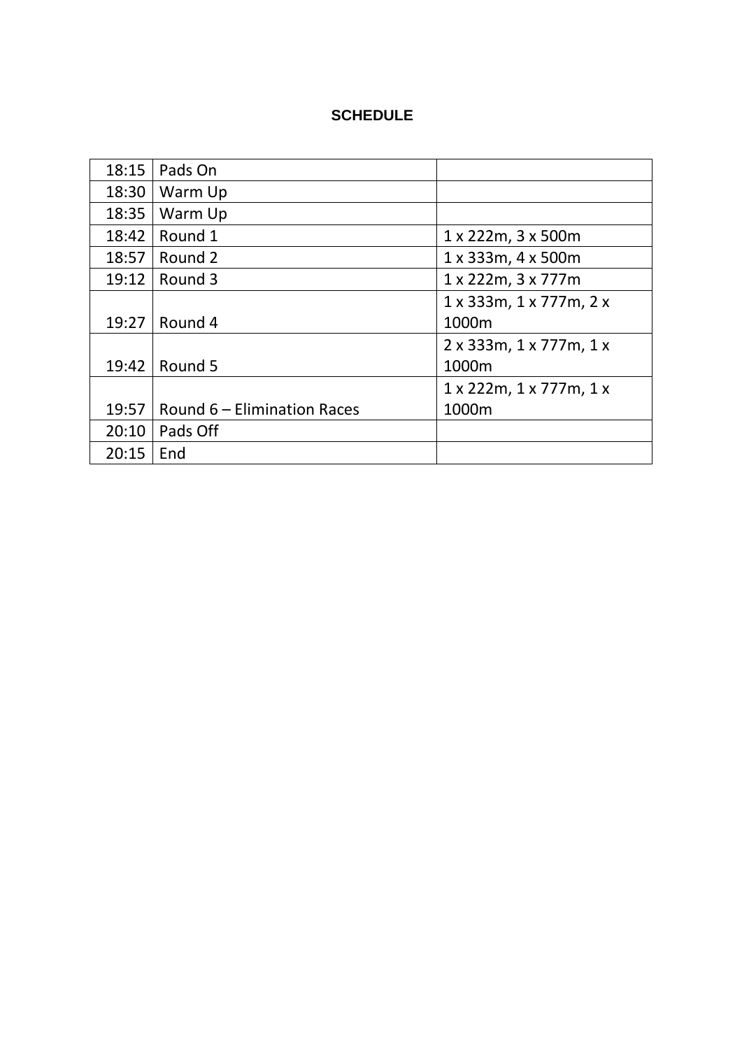**SCHEDULE**

| | | |
|---|---|---|
| 18:15 | Pads On | |
| 18:30 | Warm Up | |
| 18:35 | Warm Up | |
| 18:42 | Round 1 | 1 x 222m, 3 x 500m |
| 18:57 | Round 2 | 1 x 333m, 4 x 500m |
| 19:12 | Round 3 | 1 x 222m, 3 x 777m |
| 19:27 | Round 4 | 1 x 333m, 1 x 777m, 2 x 1000m |
| 19:42 | Round 5 | 2 x 333m, 1 x 777m, 1 x 1000m |
| 19:57 | Round 6 – Elimination Races | 1 x 222m, 1 x 777m, 1 x 1000m |
| 20:10 | Pads Off | |
| 20:15 | End | |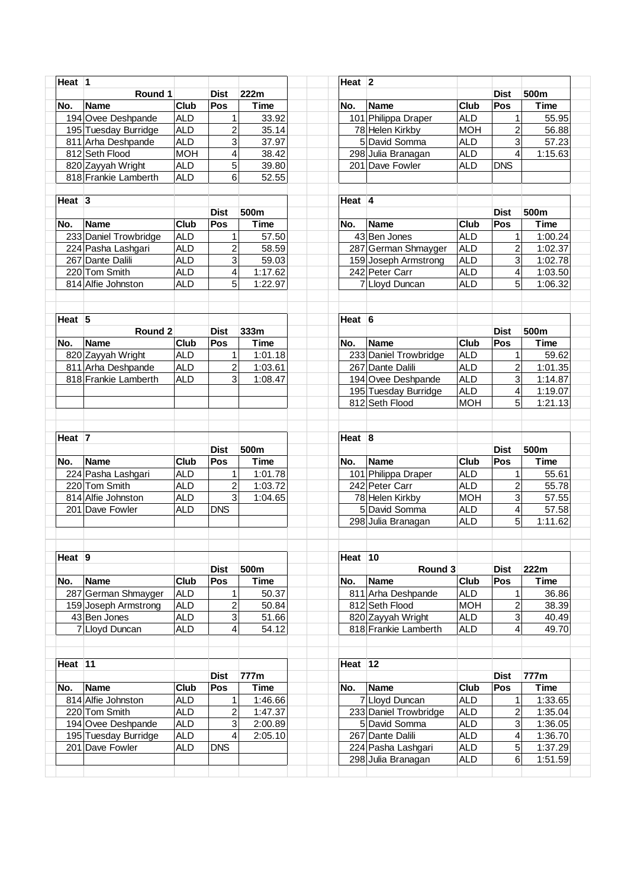**Heat 1**

| | Round 1 | | Dist | 222m |
|---|---|---|---|---|
| No. | Name | Club | Pos | Time |
| 194 | Ovee Deshpande | ALD | 1 | 33.92 |
| 195 | Tuesday Burridge | ALD | 2 | 35.14 |
| 811 | Arha Deshpande | ALD | 3 | 37.97 |
| 812 | Seth Flood | MOH | 4 | 38.42 |
| 820 | Zayyah Wright | ALD | 5 | 39.80 |
| 818 | Frankie Lamberth | ALD | 6 | 52.55 |

**Heat 2**

| | | | Dist | 500m |
|---|---|---|---|---|
| No. | Name | Club | Pos | Time |
| 101 | Philippa Draper | ALD | 1 | 55.95 |
| 78 | Helen Kirkby | MOH | 2 | 56.88 |
| 5 | David Somma | ALD | 3 | 57.23 |
| 298 | Julia Branagan | ALD | 4 | 1:15.63 |
| 201 | Dave Fowler | ALD | DNS | |

**Heat 3**

| | | | Dist | 500m |
|---|---|---|---|---|
| No. | Name | Club | Pos | Time |
| 233 | Daniel Trowbridge | ALD | 1 | 57.50 |
| 224 | Pasha Lashgari | ALD | 2 | 58.59 |
| 267 | Dante Dalili | ALD | 3 | 59.03 |
| 220 | Tom Smith | ALD | 4 | 1:17.62 |
| 814 | Alfie Johnston | ALD | 5 | 1:22.97 |

**Heat 4**

| | | | Dist | 500m |
|---|---|---|---|---|
| No. | Name | Club | Pos | Time |
| 43 | Ben Jones | ALD | 1 | 1:00.24 |
| 287 | German Shmayger | ALD | 2 | 1:02.37 |
| 159 | Joseph Armstrong | ALD | 3 | 1:02.78 |
| 242 | Peter Carr | ALD | 4 | 1:03.50 |
| 7 | Lloyd Duncan | ALD | 5 | 1:06.32 |

**Heat 5**

| | Round 2 | | Dist | 333m |
|---|---|---|---|---|
| No. | Name | Club | Pos | Time |
| 820 | Zayyah Wright | ALD | 1 | 1:01.18 |
| 811 | Arha Deshpande | ALD | 2 | 1:03.61 |
| 818 | Frankie Lamberth | ALD | 3 | 1:08.47 |

**Heat 6**

| | | | Dist | 500m |
|---|---|---|---|---|
| No. | Name | Club | Pos | Time |
| 233 | Daniel Trowbridge | ALD | 1 | 59.62 |
| 267 | Dante Dalili | ALD | 2 | 1:01.35 |
| 194 | Ovee Deshpande | ALD | 3 | 1:14.87 |
| 195 | Tuesday Burridge | ALD | 4 | 1:19.07 |
| 812 | Seth Flood | MOH | 5 | 1:21.13 |

**Heat 7**

| | | | Dist | 500m |
|---|---|---|---|---|
| No. | Name | Club | Pos | Time |
| 224 | Pasha Lashgari | ALD | 1 | 1:01.78 |
| 220 | Tom Smith | ALD | 2 | 1:03.72 |
| 814 | Alfie Johnston | ALD | 3 | 1:04.65 |
| 201 | Dave Fowler | ALD | DNS | |

**Heat 8**

| | | | Dist | 500m |
|---|---|---|---|---|
| No. | Name | Club | Pos | Time |
| 101 | Philippa Draper | ALD | 1 | 55.61 |
| 242 | Peter Carr | ALD | 2 | 55.78 |
| 78 | Helen Kirkby | MOH | 3 | 57.55 |
| 5 | David Somma | ALD | 4 | 57.58 |
| 298 | Julia Branagan | ALD | 5 | 1:11.62 |

**Heat 9**

| | | | Dist | 500m |
|---|---|---|---|---|
| No. | Name | Club | Pos | Time |
| 287 | German Shmayger | ALD | 1 | 50.37 |
| 159 | Joseph Armstrong | ALD | 2 | 50.84 |
| 43 | Ben Jones | ALD | 3 | 51.66 |
| 7 | Lloyd Duncan | ALD | 4 | 54.12 |

**Heat 10**

| | Round 3 | | Dist | 222m |
|---|---|---|---|---|
| No. | Name | Club | Pos | Time |
| 811 | Arha Deshpande | ALD | 1 | 36.86 |
| 812 | Seth Flood | MOH | 2 | 38.39 |
| 820 | Zayyah Wright | ALD | 3 | 40.49 |
| 818 | Frankie Lamberth | ALD | 4 | 49.70 |

**Heat 11**

| | | | Dist | 777m |
|---|---|---|---|---|
| No. | Name | Club | Pos | Time |
| 814 | Alfie Johnston | ALD | 1 | 1:46.66 |
| 220 | Tom Smith | ALD | 2 | 1:47.37 |
| 194 | Ovee Deshpande | ALD | 3 | 2:00.89 |
| 195 | Tuesday Burridge | ALD | 4 | 2:05.10 |
| 201 | Dave Fowler | ALD | DNS | |

**Heat 12**

| | | | Dist | 777m |
|---|---|---|---|---|
| No. | Name | Club | Pos | Time |
| 7 | Lloyd Duncan | ALD | 1 | 1:33.65 |
| 233 | Daniel Trowbridge | ALD | 2 | 1:35.04 |
| 5 | David Somma | ALD | 3 | 1:36.05 |
| 267 | Dante Dalili | ALD | 4 | 1:36.70 |
| 224 | Pasha Lashgari | ALD | 5 | 1:37.29 |
| 298 | Julia Branagan | ALD | 6 | 1:51.59 |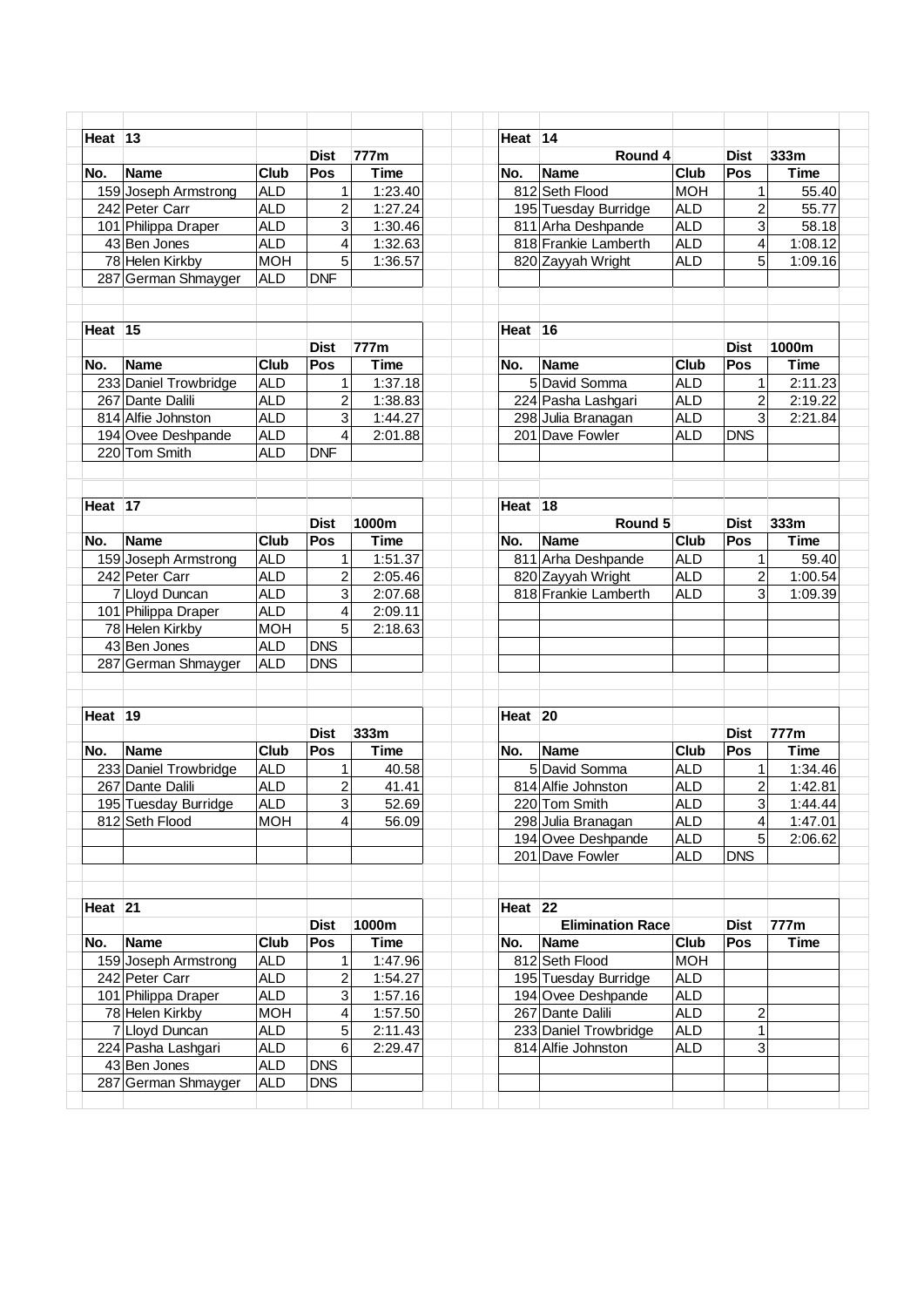**Heat 13**

| No. | Name | Club | Pos | Time |
|---|---|---|---|---|
| | | | Dist | 777m |
| 159 | Joseph Armstrong | ALD | 1 | 1:23.40 |
| 242 | Peter Carr | ALD | 2 | 1:27.24 |
| 101 | Philippa Draper | ALD | 3 | 1:30.46 |
| 43 | Ben Jones | ALD | 4 | 1:32.63 |
| 78 | Helen Kirkby | MOH | 5 | 1:36.57 |
| 287 | German Shmayger | ALD | DNF | |

**Heat 14** — Round 4

| No. | Name | Club | Pos | Time |
|---|---|---|---|---|
| | | | Dist | 333m |
| 812 | Seth Flood | MOH | 1 | 55.40 |
| 195 | Tuesday Burridge | ALD | 2 | 55.77 |
| 811 | Arha Deshpande | ALD | 3 | 58.18 |
| 818 | Frankie Lamberth | ALD | 4 | 1:08.12 |
| 820 | Zayyah Wright | ALD | 5 | 1:09.16 |

**Heat 15**

| No. | Name | Club | Pos | Time |
|---|---|---|---|---|
| | | | Dist | 777m |
| 233 | Daniel Trowbridge | ALD | 1 | 1:37.18 |
| 267 | Dante Dalili | ALD | 2 | 1:38.83 |
| 814 | Alfie Johnston | ALD | 3 | 1:44.27 |
| 194 | Ovee Deshpande | ALD | 4 | 2:01.88 |
| 220 | Tom Smith | ALD | DNF | |

**Heat 16**

| No. | Name | Club | Pos | Time |
|---|---|---|---|---|
| | | | Dist | 1000m |
| 5 | David Somma | ALD | 1 | 2:11.23 |
| 224 | Pasha Lashgari | ALD | 2 | 2:19.22 |
| 298 | Julia Branagan | ALD | 3 | 2:21.84 |
| 201 | Dave Fowler | ALD | DNS | |

**Heat 17**

| No. | Name | Club | Pos | Time |
|---|---|---|---|---|
| | | | Dist | 1000m |
| 159 | Joseph Armstrong | ALD | 1 | 1:51.37 |
| 242 | Peter Carr | ALD | 2 | 2:05.46 |
| 7 | Lloyd Duncan | ALD | 3 | 2:07.68 |
| 101 | Philippa Draper | ALD | 4 | 2:09.11 |
| 78 | Helen Kirkby | MOH | 5 | 2:18.63 |
| 43 | Ben Jones | ALD | DNS | |
| 287 | German Shmayger | ALD | DNS | |

**Heat 18** — Round 5

| No. | Name | Club | Pos | Time |
|---|---|---|---|---|
| | | | Dist | 333m |
| 811 | Arha Deshpande | ALD | 1 | 59.40 |
| 820 | Zayyah Wright | ALD | 2 | 1:00.54 |
| 818 | Frankie Lamberth | ALD | 3 | 1:09.39 |

**Heat 19**

| No. | Name | Club | Pos | Time |
|---|---|---|---|---|
| | | | Dist | 333m |
| 233 | Daniel Trowbridge | ALD | 1 | 40.58 |
| 267 | Dante Dalili | ALD | 2 | 41.41 |
| 195 | Tuesday Burridge | ALD | 3 | 52.69 |
| 812 | Seth Flood | MOH | 4 | 56.09 |

**Heat 20**

| No. | Name | Club | Pos | Time |
|---|---|---|---|---|
| | | | Dist | 777m |
| 5 | David Somma | ALD | 1 | 1:34.46 |
| 814 | Alfie Johnston | ALD | 2 | 1:42.81 |
| 220 | Tom Smith | ALD | 3 | 1:44.44 |
| 298 | Julia Branagan | ALD | 4 | 1:47.01 |
| 194 | Ovee Deshpande | ALD | 5 | 2:06.62 |
| 201 | Dave Fowler | ALD | DNS | |

**Heat 21**

| No. | Name | Club | Pos | Time |
|---|---|---|---|---|
| | | | Dist | 1000m |
| 159 | Joseph Armstrong | ALD | 1 | 1:47.96 |
| 242 | Peter Carr | ALD | 2 | 1:54.27 |
| 101 | Philippa Draper | ALD | 3 | 1:57.16 |
| 78 | Helen Kirkby | MOH | 4 | 1:57.50 |
| 7 | Lloyd Duncan | ALD | 5 | 2:11.43 |
| 224 | Pasha Lashgari | ALD | 6 | 2:29.47 |
| 43 | Ben Jones | ALD | DNS | |
| 287 | German Shmayger | ALD | DNS | |

**Heat 22** — Elimination Race

| No. | Name | Club | Pos | Time |
|---|---|---|---|---|
| | | | Dist | 777m |
| 812 | Seth Flood | MOH | | |
| 195 | Tuesday Burridge | ALD | | |
| 194 | Ovee Deshpande | ALD | | |
| 267 | Dante Dalili | ALD | 2 | |
| 233 | Daniel Trowbridge | ALD | 1 | |
| 814 | Alfie Johnston | ALD | 3 | |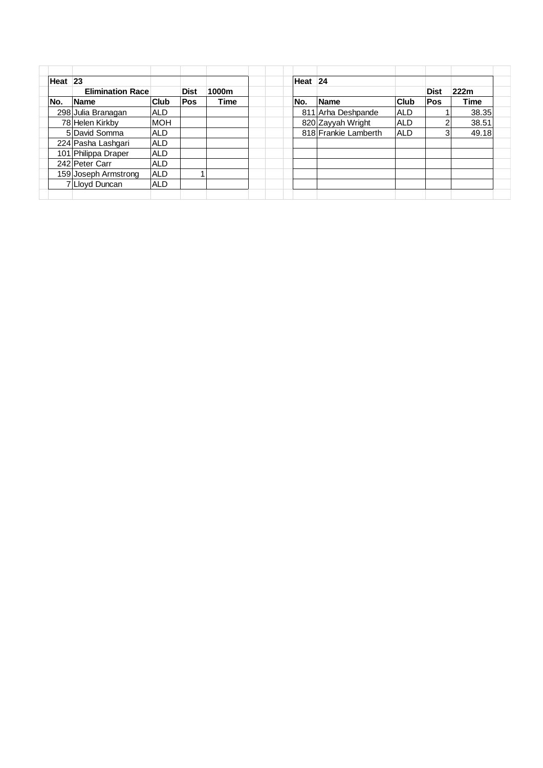| Heat | 23 | | | |
|---|---|---|---|---|
| | Elimination Race | | Dist | 1000m |
| No. | Name | Club | Pos | Time |
| 298 | Julia Branagan | ALD | | |
| 78 | Helen Kirkby | MOH | | |
| 5 | David Somma | ALD | | |
| 224 | Pasha Lashgari | ALD | | |
| 101 | Philippa Draper | ALD | | |
| 242 | Peter Carr | ALD | | |
| 159 | Joseph Armstrong | ALD | 1 | |
| 7 | Lloyd Duncan | ALD | | |

| Heat | 24 | | | |
|---|---|---|---|---|
| | | | Dist | 222m |
| No. | Name | Club | Pos | Time |
| 811 | Arha Deshpande | ALD | 1 | 38.35 |
| 820 | Zayyah Wright | ALD | 2 | 38.51 |
| 818 | Frankie Lamberth | ALD | 3 | 49.18 |